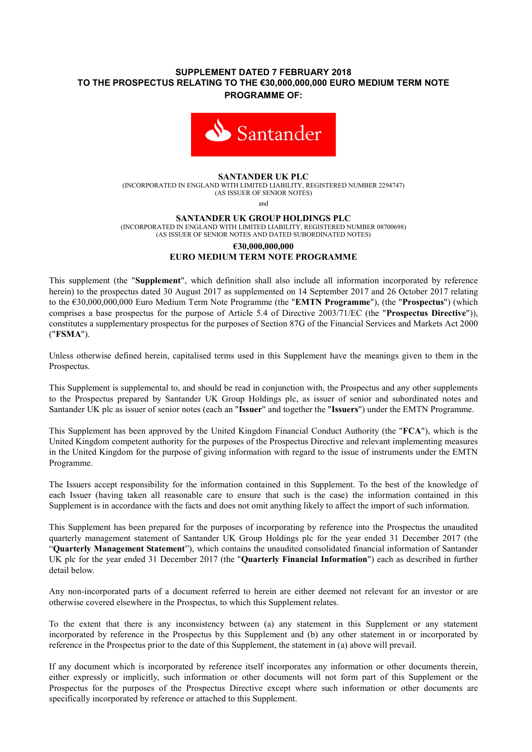# SUPPLEMENT DATED 7 FEBRUARY 2018 TO THE PROSPECTUS RELATING TO THE €30,000,000,000 EURO MEDIUM TERM NOTE PROGRAMME OF:

**SANTANDER UK PLC**
(INCORPORATED IN ENGLAND WITH LIMITED LIABILITY, REGISTERED NUMBER 2294747)
(AS ISSUER OF SENIOR NOTES)

and

**SANTANDER UK GROUP HOLDINGS PLC**
(INCORPORATED IN ENGLAND WITH LIMITED LIABILITY, REGISTERED NUMBER 08700698)
(AS ISSUER OF SENIOR NOTES AND DATED SUBORDINATED NOTES)

**€30,000,000,000**
**EURO MEDIUM TERM NOTE PROGRAMME**

This supplement (the "**Supplement**", which definition shall also include all information incorporated by reference herein) to the prospectus dated 30 August 2017 as supplemented on 14 September 2017 and 26 October 2017 relating to the €30,000,000,000 Euro Medium Term Note Programme (the "**EMTN Programme**"), (the "**Prospectus**") (which comprises a base prospectus for the purpose of Article 5.4 of Directive 2003/71/EC (the "**Prospectus Directive**")), constitutes a supplementary prospectus for the purposes of Section 87G of the Financial Services and Markets Act 2000 ("**FSMA**").

Unless otherwise defined herein, capitalised terms used in this Supplement have the meanings given to them in the Prospectus.

This Supplement is supplemental to, and should be read in conjunction with, the Prospectus and any other supplements to the Prospectus prepared by Santander UK Group Holdings plc, as issuer of senior and subordinated notes and Santander UK plc as issuer of senior notes (each an "**Issuer**" and together the "**Issuers**") under the EMTN Programme.

This Supplement has been approved by the United Kingdom Financial Conduct Authority (the "**FCA**"), which is the United Kingdom competent authority for the purposes of the Prospectus Directive and relevant implementing measures in the United Kingdom for the purpose of giving information with regard to the issue of instruments under the EMTN Programme.

The Issuers accept responsibility for the information contained in this Supplement. To the best of the knowledge of each Issuer (having taken all reasonable care to ensure that such is the case) the information contained in this Supplement is in accordance with the facts and does not omit anything likely to affect the import of such information.

This Supplement has been prepared for the purposes of incorporating by reference into the Prospectus the unaudited quarterly management statement of Santander UK Group Holdings plc for the year ended 31 December 2017 (the "**Quarterly Management Statement**"), which contains the unaudited consolidated financial information of Santander UK plc for the year ended 31 December 2017 (the "**Quarterly Financial Information**") each as described in further detail below.

Any non-incorporated parts of a document referred to herein are either deemed not relevant for an investor or are otherwise covered elsewhere in the Prospectus, to which this Supplement relates.

To the extent that there is any inconsistency between (a) any statement in this Supplement or any statement incorporated by reference in the Prospectus by this Supplement and (b) any other statement in or incorporated by reference in the Prospectus prior to the date of this Supplement, the statement in (a) above will prevail.

If any document which is incorporated by reference itself incorporates any information or other documents therein, either expressly or implicitly, such information or other documents will not form part of this Supplement or the Prospectus for the purposes of the Prospectus Directive except where such information or other documents are specifically incorporated by reference or attached to this Supplement.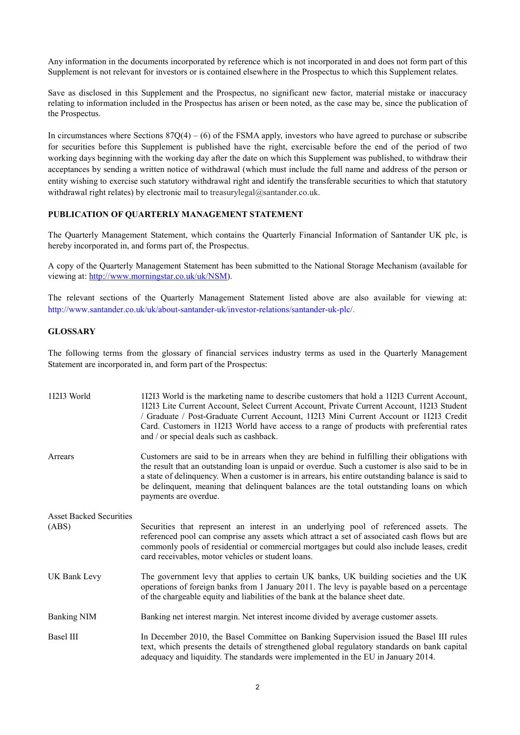Any information in the documents incorporated by reference which is not incorporated in and does not form part of this Supplement is not relevant for investors or is contained elsewhere in the Prospectus to which this Supplement relates.

Save as disclosed in this Supplement and the Prospectus, no significant new factor, material mistake or inaccuracy relating to information included in the Prospectus has arisen or been noted, as the case may be, since the publication of the Prospectus.

In circumstances where Sections 87Q(4) – (6) of the FSMA apply, investors who have agreed to purchase or subscribe for securities before this Supplement is published have the right, exercisable before the end of the period of two working days beginning with the working day after the date on which this Supplement was published, to withdraw their acceptances by sending a written notice of withdrawal (which must include the full name and address of the person or entity wishing to exercise such statutory withdrawal right and identify the transferable securities to which that statutory withdrawal right relates) by electronic mail to treasurylegal@santander.co.uk.

**PUBLICATION OF QUARTERLY MANAGEMENT STATEMENT**

The Quarterly Management Statement, which contains the Quarterly Financial Information of Santander UK plc, is hereby incorporated in, and forms part of, the Prospectus.

A copy of the Quarterly Management Statement has been submitted to the National Storage Mechanism (available for viewing at: http://www.morningstar.co.uk/uk/NSM).

The relevant sections of the Quarterly Management Statement listed above are also available for viewing at: http://www.santander.co.uk/uk/about-santander-uk/investor-relations/santander-uk-plc/.

**GLOSSARY**

The following terms from the glossary of financial services industry terms as used in the Quarterly Management Statement are incorporated in, and form part of the Prospectus:

| | |
|---|---|
| 1I2I3 World | 1I2I3 World is the marketing name to describe customers that hold a 1I2I3 Current Account, 1I2I3 Lite Current Account, Select Current Account, Private Current Account, 1I2I3 Student / Graduate / Post-Graduate Current Account, 1I2I3 Mini Current Account or 1I2I3 Credit Card. Customers in 1I2I3 World have access to a range of products with preferential rates and / or special deals such as cashback. |
| Arrears | Customers are said to be in arrears when they are behind in fulfilling their obligations with the result that an outstanding loan is unpaid or overdue. Such a customer is also said to be in a state of delinquency. When a customer is in arrears, his entire outstanding balance is said to be delinquent, meaning that delinquent balances are the total outstanding loans on which payments are overdue. |
| Asset Backed Securities (ABS) | Securities that represent an interest in an underlying pool of referenced assets. The referenced pool can comprise any assets which attract a set of associated cash flows but are commonly pools of residential or commercial mortgages but could also include leases, credit card receivables, motor vehicles or student loans. |
| UK Bank Levy | The government levy that applies to certain UK banks, UK building societies and the UK operations of foreign banks from 1 January 2011. The levy is payable based on a percentage of the chargeable equity and liabilities of the bank at the balance sheet date. |
| Banking NIM | Banking net interest margin. Net interest income divided by average customer assets. |
| Basel III | In December 2010, the Basel Committee on Banking Supervision issued the Basel III rules text, which presents the details of strengthened global regulatory standards on bank capital adequacy and liquidity. The standards were implemented in the EU in January 2014. |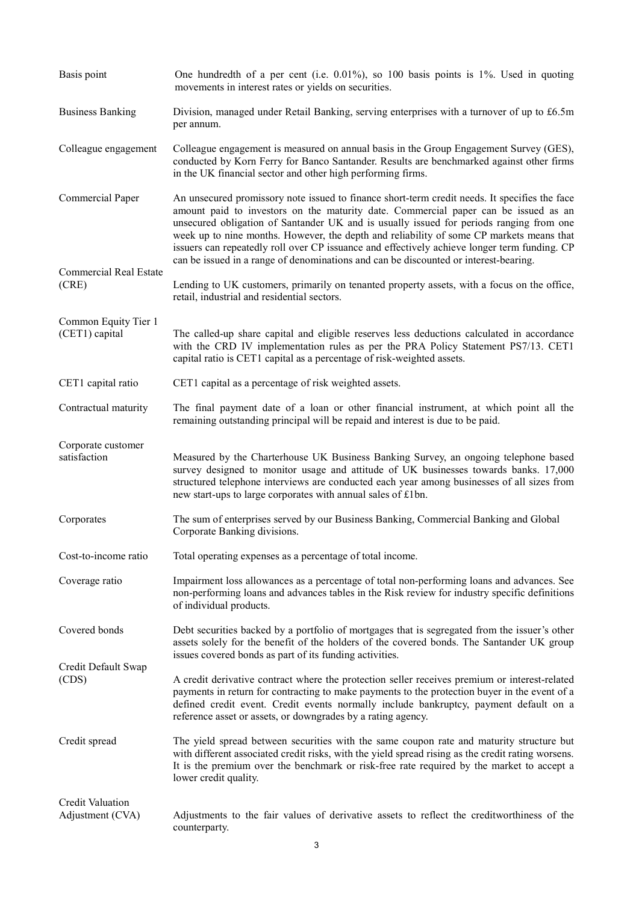| | |
|---|---|
| Basis point | One hundredth of a per cent (i.e. 0.01%), so 100 basis points is 1%. Used in quoting movements in interest rates or yields on securities. |
| Business Banking | Division, managed under Retail Banking, serving enterprises with a turnover of up to £6.5m per annum. |
| Colleague engagement | Colleague engagement is measured on annual basis in the Group Engagement Survey (GES), conducted by Korn Ferry for Banco Santander. Results are benchmarked against other firms in the UK financial sector and other high performing firms. |
| Commercial Paper | An unsecured promissory note issued to finance short-term credit needs. It specifies the face amount paid to investors on the maturity date. Commercial paper can be issued as an unsecured obligation of Santander UK and is usually issued for periods ranging from one week up to nine months. However, the depth and reliability of some CP markets means that issuers can repeatedly roll over CP issuance and effectively achieve longer term funding. CP can be issued in a range of denominations and can be discounted or interest-bearing. |
| Commercial Real Estate (CRE) | Lending to UK customers, primarily on tenanted property assets, with a focus on the office, retail, industrial and residential sectors. |
| Common Equity Tier 1 (CET1) capital | The called-up share capital and eligible reserves less deductions calculated in accordance with the CRD IV implementation rules as per the PRA Policy Statement PS7/13. CET1 capital ratio is CET1 capital as a percentage of risk-weighted assets. |
| CET1 capital ratio | CET1 capital as a percentage of risk weighted assets. |
| Contractual maturity | The final payment date of a loan or other financial instrument, at which point all the remaining outstanding principal will be repaid and interest is due to be paid. |
| Corporate customer satisfaction | Measured by the Charterhouse UK Business Banking Survey, an ongoing telephone based survey designed to monitor usage and attitude of UK businesses towards banks. 17,000 structured telephone interviews are conducted each year among businesses of all sizes from new start-ups to large corporates with annual sales of £1bn. |
| Corporates | The sum of enterprises served by our Business Banking, Commercial Banking and Global Corporate Banking divisions. |
| Cost-to-income ratio | Total operating expenses as a percentage of total income. |
| Coverage ratio | Impairment loss allowances as a percentage of total non-performing loans and advances. See non-performing loans and advances tables in the Risk review for industry specific definitions of individual products. |
| Covered bonds | Debt securities backed by a portfolio of mortgages that is segregated from the issuer's other assets solely for the benefit of the holders of the covered bonds. The Santander UK group issues covered bonds as part of its funding activities. |
| Credit Default Swap (CDS) | A credit derivative contract where the protection seller receives premium or interest-related payments in return for contracting to make payments to the protection buyer in the event of a defined credit event. Credit events normally include bankruptcy, payment default on a reference asset or assets, or downgrades by a rating agency. |
| Credit spread | The yield spread between securities with the same coupon rate and maturity structure but with different associated credit risks, with the yield spread rising as the credit rating worsens. It is the premium over the benchmark or risk-free rate required by the market to accept a lower credit quality. |
| Credit Valuation Adjustment (CVA) | Adjustments to the fair values of derivative assets to reflect the creditworthiness of the counterparty. |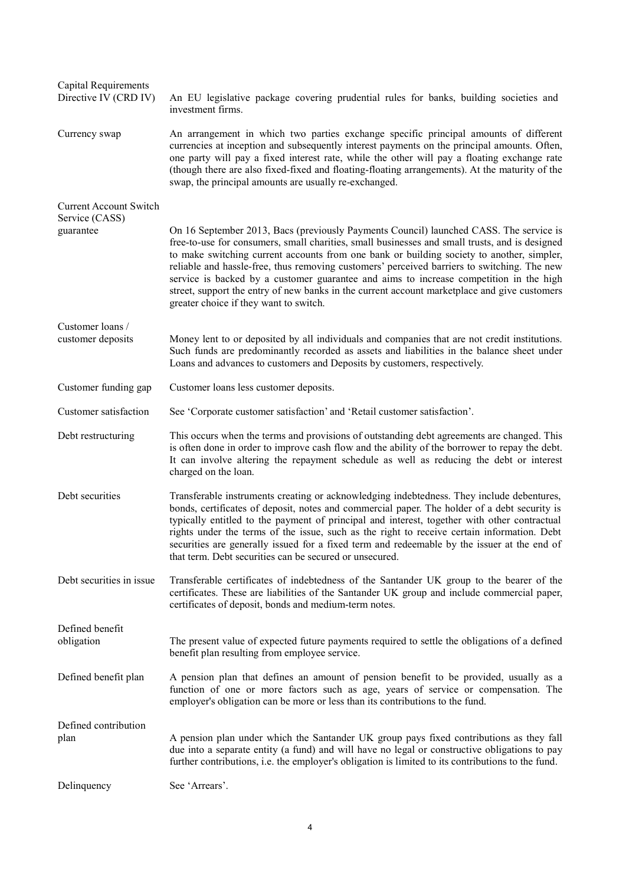| | |
|---|---|
| Capital Requirements Directive IV (CRD IV) | An EU legislative package covering prudential rules for banks, building societies and investment firms. |
| Currency swap | An arrangement in which two parties exchange specific principal amounts of different currencies at inception and subsequently interest payments on the principal amounts. Often, one party will pay a fixed interest rate, while the other will pay a floating exchange rate (though there are also fixed-fixed and floating-floating arrangements). At the maturity of the swap, the principal amounts are usually re-exchanged. |
| Current Account Switch Service (CASS) guarantee | On 16 September 2013, Bacs (previously Payments Council) launched CASS. The service is free-to-use for consumers, small charities, small businesses and small trusts, and is designed to make switching current accounts from one bank or building society to another, simpler, reliable and hassle-free, thus removing customers' perceived barriers to switching. The new service is backed by a customer guarantee and aims to increase competition in the high street, support the entry of new banks in the current account marketplace and give customers greater choice if they want to switch. |
| Customer loans / customer deposits | Money lent to or deposited by all individuals and companies that are not credit institutions. Such funds are predominantly recorded as assets and liabilities in the balance sheet under Loans and advances to customers and Deposits by customers, respectively. |
| Customer funding gap | Customer loans less customer deposits. |
| Customer satisfaction | See 'Corporate customer satisfaction' and 'Retail customer satisfaction'. |
| Debt restructuring | This occurs when the terms and provisions of outstanding debt agreements are changed. This is often done in order to improve cash flow and the ability of the borrower to repay the debt. It can involve altering the repayment schedule as well as reducing the debt or interest charged on the loan. |
| Debt securities | Transferable instruments creating or acknowledging indebtedness. They include debentures, bonds, certificates of deposit, notes and commercial paper. The holder of a debt security is typically entitled to the payment of principal and interest, together with other contractual rights under the terms of the issue, such as the right to receive certain information. Debt securities are generally issued for a fixed term and redeemable by the issuer at the end of that term. Debt securities can be secured or unsecured. |
| Debt securities in issue | Transferable certificates of indebtedness of the Santander UK group to the bearer of the certificates. These are liabilities of the Santander UK group and include commercial paper, certificates of deposit, bonds and medium-term notes. |
| Defined benefit obligation | The present value of expected future payments required to settle the obligations of a defined benefit plan resulting from employee service. |
| Defined benefit plan | A pension plan that defines an amount of pension benefit to be provided, usually as a function of one or more factors such as age, years of service or compensation. The employer's obligation can be more or less than its contributions to the fund. |
| Defined contribution plan | A pension plan under which the Santander UK group pays fixed contributions as they fall due into a separate entity (a fund) and will have no legal or constructive obligations to pay further contributions, i.e. the employer's obligation is limited to its contributions to the fund. |
| Delinquency | See 'Arrears'. |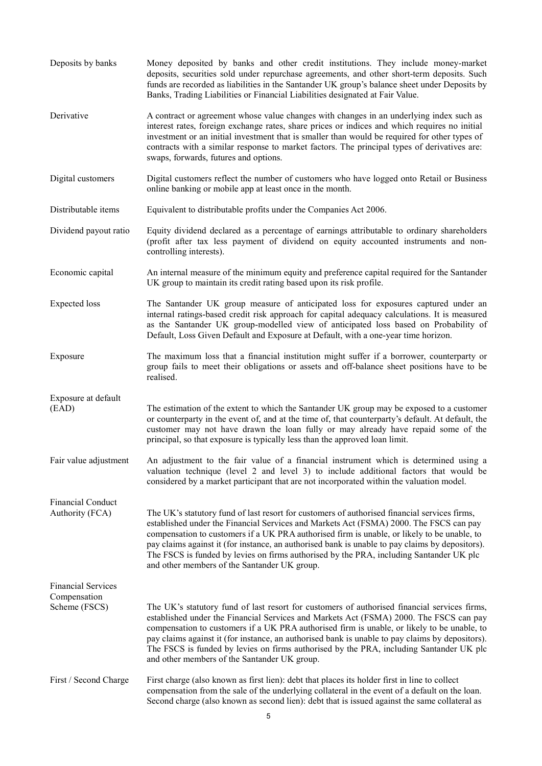| | |
|---|---|
| Deposits by banks | Money deposited by banks and other credit institutions. They include money-market deposits, securities sold under repurchase agreements, and other short-term deposits. Such funds are recorded as liabilities in the Santander UK group's balance sheet under Deposits by Banks, Trading Liabilities or Financial Liabilities designated at Fair Value. |
| Derivative | A contract or agreement whose value changes with changes in an underlying index such as interest rates, foreign exchange rates, share prices or indices and which requires no initial investment or an initial investment that is smaller than would be required for other types of contracts with a similar response to market factors. The principal types of derivatives are: swaps, forwards, futures and options. |
| Digital customers | Digital customers reflect the number of customers who have logged onto Retail or Business online banking or mobile app at least once in the month. |
| Distributable items | Equivalent to distributable profits under the Companies Act 2006. |
| Dividend payout ratio | Equity dividend declared as a percentage of earnings attributable to ordinary shareholders (profit after tax less payment of dividend on equity accounted instruments and non-controlling interests). |
| Economic capital | An internal measure of the minimum equity and preference capital required for the Santander UK group to maintain its credit rating based upon its risk profile. |
| Expected loss | The Santander UK group measure of anticipated loss for exposures captured under an internal ratings-based credit risk approach for capital adequacy calculations. It is measured as the Santander UK group-modelled view of anticipated loss based on Probability of Default, Loss Given Default and Exposure at Default, with a one-year time horizon. |
| Exposure | The maximum loss that a financial institution might suffer if a borrower, counterparty or group fails to meet their obligations or assets and off-balance sheet positions have to be realised. |
| Exposure at default (EAD) | The estimation of the extent to which the Santander UK group may be exposed to a customer or counterparty in the event of, and at the time of, that counterparty's default. At default, the customer may not have drawn the loan fully or may already have repaid some of the principal, so that exposure is typically less than the approved loan limit. |
| Fair value adjustment | An adjustment to the fair value of a financial instrument which is determined using a valuation technique (level 2 and level 3) to include additional factors that would be considered by a market participant that are not incorporated within the valuation model. |
| Financial Conduct Authority (FCA) | The UK's statutory fund of last resort for customers of authorised financial services firms, established under the Financial Services and Markets Act (FSMA) 2000. The FSCS can pay compensation to customers if a UK PRA authorised firm is unable, or likely to be unable, to pay claims against it (for instance, an authorised bank is unable to pay claims by depositors). The FSCS is funded by levies on firms authorised by the PRA, including Santander UK plc and other members of the Santander UK group. |
| Financial Services Compensation Scheme (FSCS) | The UK's statutory fund of last resort for customers of authorised financial services firms, established under the Financial Services and Markets Act (FSMA) 2000. The FSCS can pay compensation to customers if a UK PRA authorised firm is unable, or likely to be unable, to pay claims against it (for instance, an authorised bank is unable to pay claims by depositors). The FSCS is funded by levies on firms authorised by the PRA, including Santander UK plc and other members of the Santander UK group. |
| First / Second Charge | First charge (also known as first lien): debt that places its holder first in line to collect compensation from the sale of the underlying collateral in the event of a default on the loan. Second charge (also known as second lien): debt that is issued against the same collateral as |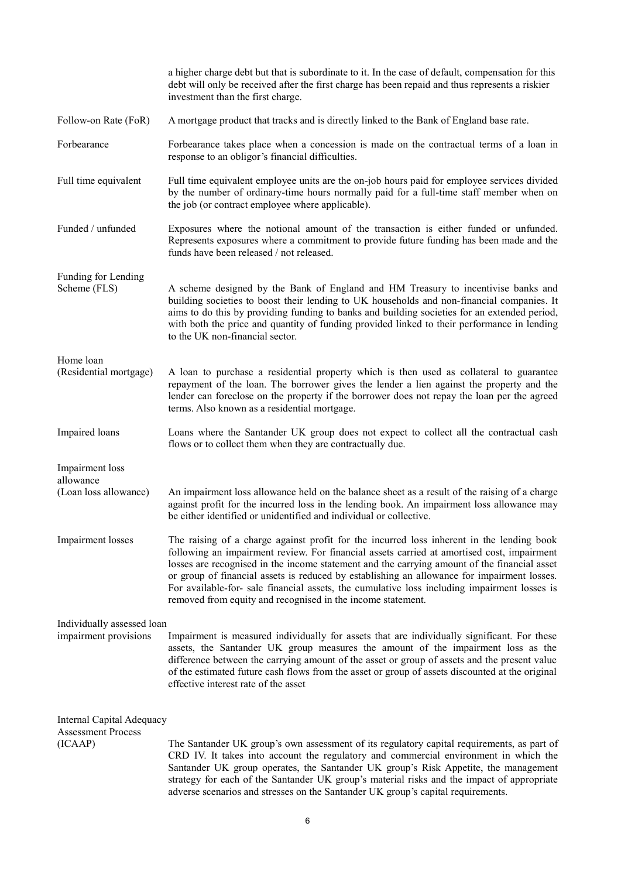a higher charge debt but that is subordinate to it. In the case of default, compensation for this debt will only be received after the first charge has been repaid and thus represents a riskier investment than the first charge.

| | |
|---|---|
| Follow-on Rate (FoR) | A mortgage product that tracks and is directly linked to the Bank of England base rate. |
| Forbearance | Forbearance takes place when a concession is made on the contractual terms of a loan in response to an obligor's financial difficulties. |
| Full time equivalent | Full time equivalent employee units are the on-job hours paid for employee services divided by the number of ordinary-time hours normally paid for a full-time staff member when on the job (or contract employee where applicable). |
| Funded / unfunded | Exposures where the notional amount of the transaction is either funded or unfunded. Represents exposures where a commitment to provide future funding has been made and the funds have been released / not released. |
| Funding for Lending Scheme (FLS) | A scheme designed by the Bank of England and HM Treasury to incentivise banks and building societies to boost their lending to UK households and non-financial companies. It aims to do this by providing funding to banks and building societies for an extended period, with both the price and quantity of funding provided linked to their performance in lending to the UK non-financial sector. |
| Home loan (Residential mortgage) | A loan to purchase a residential property which is then used as collateral to guarantee repayment of the loan. The borrower gives the lender a lien against the property and the lender can foreclose on the property if the borrower does not repay the loan per the agreed terms. Also known as a residential mortgage. |
| Impaired loans | Loans where the Santander UK group does not expect to collect all the contractual cash flows or to collect them when they are contractually due. |
| Impairment loss allowance (Loan loss allowance) | An impairment loss allowance held on the balance sheet as a result of the raising of a charge against profit for the incurred loss in the lending book. An impairment loss allowance may be either identified or unidentified and individual or collective. |
| Impairment losses | The raising of a charge against profit for the incurred loss inherent in the lending book following an impairment review. For financial assets carried at amortised cost, impairment losses are recognised in the income statement and the carrying amount of the financial asset or group of financial assets is reduced by establishing an allowance for impairment losses. For available-for- sale financial assets, the cumulative loss including impairment losses is removed from equity and recognised in the income statement. |
| Individually assessed loan impairment provisions | Impairment is measured individually for assets that are individually significant. For these assets, the Santander UK group measures the amount of the impairment loss as the difference between the carrying amount of the asset or group of assets and the present value of the estimated future cash flows from the asset or group of assets discounted at the original effective interest rate of the asset |
| Internal Capital Adequacy Assessment Process (ICAAP) | The Santander UK group's own assessment of its regulatory capital requirements, as part of CRD IV. It takes into account the regulatory and commercial environment in which the Santander UK group operates, the Santander UK group's Risk Appetite, the management strategy for each of the Santander UK group's material risks and the impact of appropriate adverse scenarios and stresses on the Santander UK group's capital requirements. |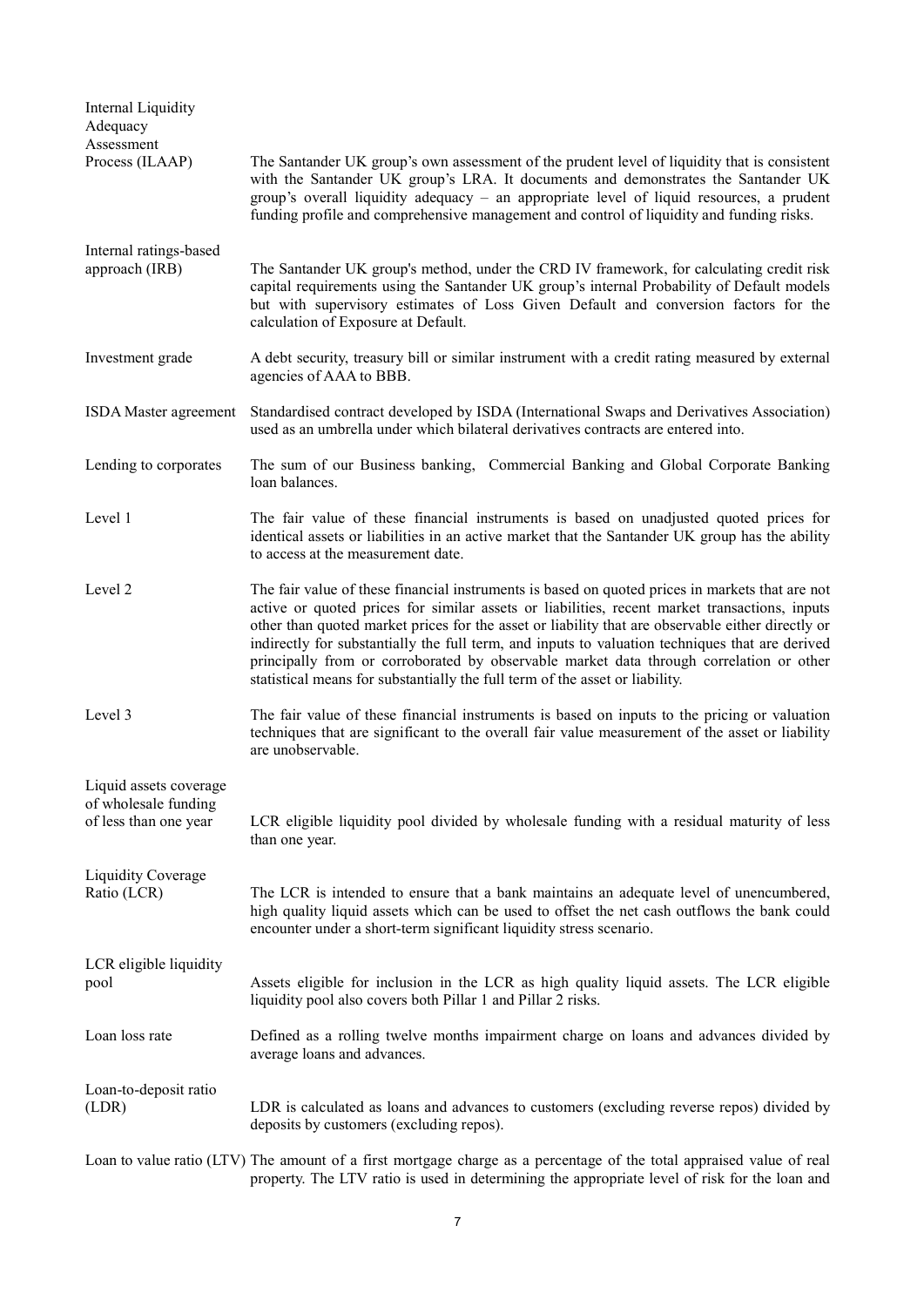| | |
|---|---|
| Internal Liquidity Adequacy Assessment Process (ILAAP) | The Santander UK group's own assessment of the prudent level of liquidity that is consistent with the Santander UK group's LRA. It documents and demonstrates the Santander UK group's overall liquidity adequacy – an appropriate level of liquid resources, a prudent funding profile and comprehensive management and control of liquidity and funding risks. |
| Internal ratings-based approach (IRB) | The Santander UK group's method, under the CRD IV framework, for calculating credit risk capital requirements using the Santander UK group's internal Probability of Default models but with supervisory estimates of Loss Given Default and conversion factors for the calculation of Exposure at Default. |
| Investment grade | A debt security, treasury bill or similar instrument with a credit rating measured by external agencies of AAA to BBB. |
| ISDA Master agreement | Standardised contract developed by ISDA (International Swaps and Derivatives Association) used as an umbrella under which bilateral derivatives contracts are entered into. |
| Lending to corporates | The sum of our Business banking, Commercial Banking and Global Corporate Banking loan balances. |
| Level 1 | The fair value of these financial instruments is based on unadjusted quoted prices for identical assets or liabilities in an active market that the Santander UK group has the ability to access at the measurement date. |
| Level 2 | The fair value of these financial instruments is based on quoted prices in markets that are not active or quoted prices for similar assets or liabilities, recent market transactions, inputs other than quoted market prices for the asset or liability that are observable either directly or indirectly for substantially the full term, and inputs to valuation techniques that are derived principally from or corroborated by observable market data through correlation or other statistical means for substantially the full term of the asset or liability. |
| Level 3 | The fair value of these financial instruments is based on inputs to the pricing or valuation techniques that are significant to the overall fair value measurement of the asset or liability are unobservable. |
| Liquid assets coverage of wholesale funding of less than one year | LCR eligible liquidity pool divided by wholesale funding with a residual maturity of less than one year. |
| Liquidity Coverage Ratio (LCR) | The LCR is intended to ensure that a bank maintains an adequate level of unencumbered, high quality liquid assets which can be used to offset the net cash outflows the bank could encounter under a short-term significant liquidity stress scenario. |
| LCR eligible liquidity pool | Assets eligible for inclusion in the LCR as high quality liquid assets. The LCR eligible liquidity pool also covers both Pillar 1 and Pillar 2 risks. |
| Loan loss rate | Defined as a rolling twelve months impairment charge on loans and advances divided by average loans and advances. |
| Loan-to-deposit ratio (LDR) | LDR is calculated as loans and advances to customers (excluding reverse repos) divided by deposits by customers (excluding repos). |
| Loan to value ratio (LTV) | The amount of a first mortgage charge as a percentage of the total appraised value of real property. The LTV ratio is used in determining the appropriate level of risk for the loan and |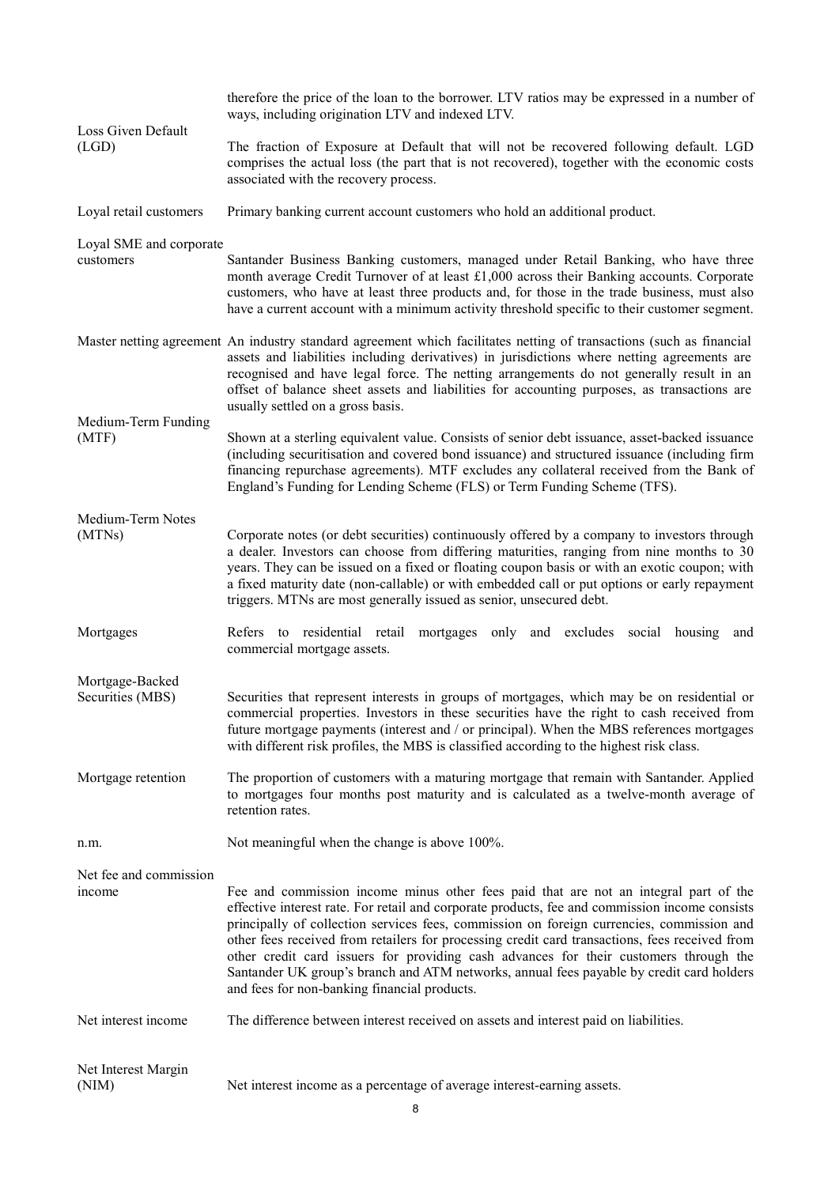therefore the price of the loan to the borrower. LTV ratios may be expressed in a number of ways, including origination LTV and indexed LTV.

| | |
|---|---|
| Loss Given Default (LGD) | The fraction of Exposure at Default that will not be recovered following default. LGD comprises the actual loss (the part that is not recovered), together with the economic costs associated with the recovery process. |
| Loyal retail customers | Primary banking current account customers who hold an additional product. |
| Loyal SME and corporate customers | Santander Business Banking customers, managed under Retail Banking, who have three month average Credit Turnover of at least £1,000 across their Banking accounts. Corporate customers, who have at least three products and, for those in the trade business, must also have a current account with a minimum activity threshold specific to their customer segment. |
| Master netting agreement | An industry standard agreement which facilitates netting of transactions (such as financial assets and liabilities including derivatives) in jurisdictions where netting agreements are recognised and have legal force. The netting arrangements do not generally result in an offset of balance sheet assets and liabilities for accounting purposes, as transactions are usually settled on a gross basis. |
| Medium-Term Funding (MTF) | Shown at a sterling equivalent value. Consists of senior debt issuance, asset-backed issuance (including securitisation and covered bond issuance) and structured issuance (including firm financing repurchase agreements). MTF excludes any collateral received from the Bank of England's Funding for Lending Scheme (FLS) or Term Funding Scheme (TFS). |
| Medium-Term Notes (MTNs) | Corporate notes (or debt securities) continuously offered by a company to investors through a dealer. Investors can choose from differing maturities, ranging from nine months to 30 years. They can be issued on a fixed or floating coupon basis or with an exotic coupon; with a fixed maturity date (non-callable) or with embedded call or put options or early repayment triggers. MTNs are most generally issued as senior, unsecured debt. |
| Mortgages | Refers to residential retail mortgages only and excludes social housing and commercial mortgage assets. |
| Mortgage-Backed Securities (MBS) | Securities that represent interests in groups of mortgages, which may be on residential or commercial properties. Investors in these securities have the right to cash received from future mortgage payments (interest and / or principal). When the MBS references mortgages with different risk profiles, the MBS is classified according to the highest risk class. |
| Mortgage retention | The proportion of customers with a maturing mortgage that remain with Santander. Applied to mortgages four months post maturity and is calculated as a twelve-month average of retention rates. |
| n.m. | Not meaningful when the change is above 100%. |
| Net fee and commission income | Fee and commission income minus other fees paid that are not an integral part of the effective interest rate. For retail and corporate products, fee and commission income consists principally of collection services fees, commission on foreign currencies, commission and other fees received from retailers for processing credit card transactions, fees received from other credit card issuers for providing cash advances for their customers through the Santander UK group's branch and ATM networks, annual fees payable by credit card holders and fees for non-banking financial products. |
| Net interest income | The difference between interest received on assets and interest paid on liabilities. |
| Net Interest Margin (NIM) | Net interest income as a percentage of average interest-earning assets. |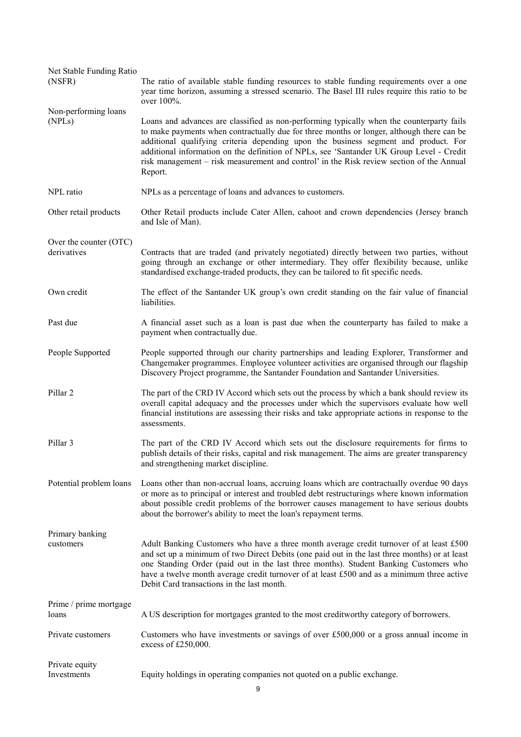| | |
|---|---|
| Net Stable Funding Ratio (NSFR) | The ratio of available stable funding resources to stable funding requirements over a one year time horizon, assuming a stressed scenario. The Basel III rules require this ratio to be over 100%. |
| Non-performing loans (NPLs) | Loans and advances are classified as non-performing typically when the counterparty fails to make payments when contractually due for three months or longer, although there can be additional qualifying criteria depending upon the business segment and product. For additional information on the definition of NPLs, see 'Santander UK Group Level - Credit risk management – risk measurement and control' in the Risk review section of the Annual Report. |
| NPL ratio | NPLs as a percentage of loans and advances to customers. |
| Other retail products | Other Retail products include Cater Allen, cahoot and crown dependencies (Jersey branch and Isle of Man). |
| Over the counter (OTC) derivatives | Contracts that are traded (and privately negotiated) directly between two parties, without going through an exchange or other intermediary. They offer flexibility because, unlike standardised exchange-traded products, they can be tailored to fit specific needs. |
| Own credit | The effect of the Santander UK group's own credit standing on the fair value of financial liabilities. |
| Past due | A financial asset such as a loan is past due when the counterparty has failed to make a payment when contractually due. |
| People Supported | People supported through our charity partnerships and leading Explorer, Transformer and Changemaker programmes. Employee volunteer activities are organised through our flagship Discovery Project programme, the Santander Foundation and Santander Universities. |
| Pillar 2 | The part of the CRD IV Accord which sets out the process by which a bank should review its overall capital adequacy and the processes under which the supervisors evaluate how well financial institutions are assessing their risks and take appropriate actions in response to the assessments. |
| Pillar 3 | The part of the CRD IV Accord which sets out the disclosure requirements for firms to publish details of their risks, capital and risk management. The aims are greater transparency and strengthening market discipline. |
| Potential problem loans | Loans other than non-accrual loans, accruing loans which are contractually overdue 90 days or more as to principal or interest and troubled debt restructurings where known information about possible credit problems of the borrower causes management to have serious doubts about the borrower's ability to meet the loan's repayment terms. |
| Primary banking customers | Adult Banking Customers who have a three month average credit turnover of at least £500 and set up a minimum of two Direct Debits (one paid out in the last three months) or at least one Standing Order (paid out in the last three months). Student Banking Customers who have a twelve month average credit turnover of at least £500 and as a minimum three active Debit Card transactions in the last month. |
| Prime / prime mortgage loans | A US description for mortgages granted to the most creditworthy category of borrowers. |
| Private customers | Customers who have investments or savings of over £500,000 or a gross annual income in excess of £250,000. |
| Private equity Investments | Equity holdings in operating companies not quoted on a public exchange. |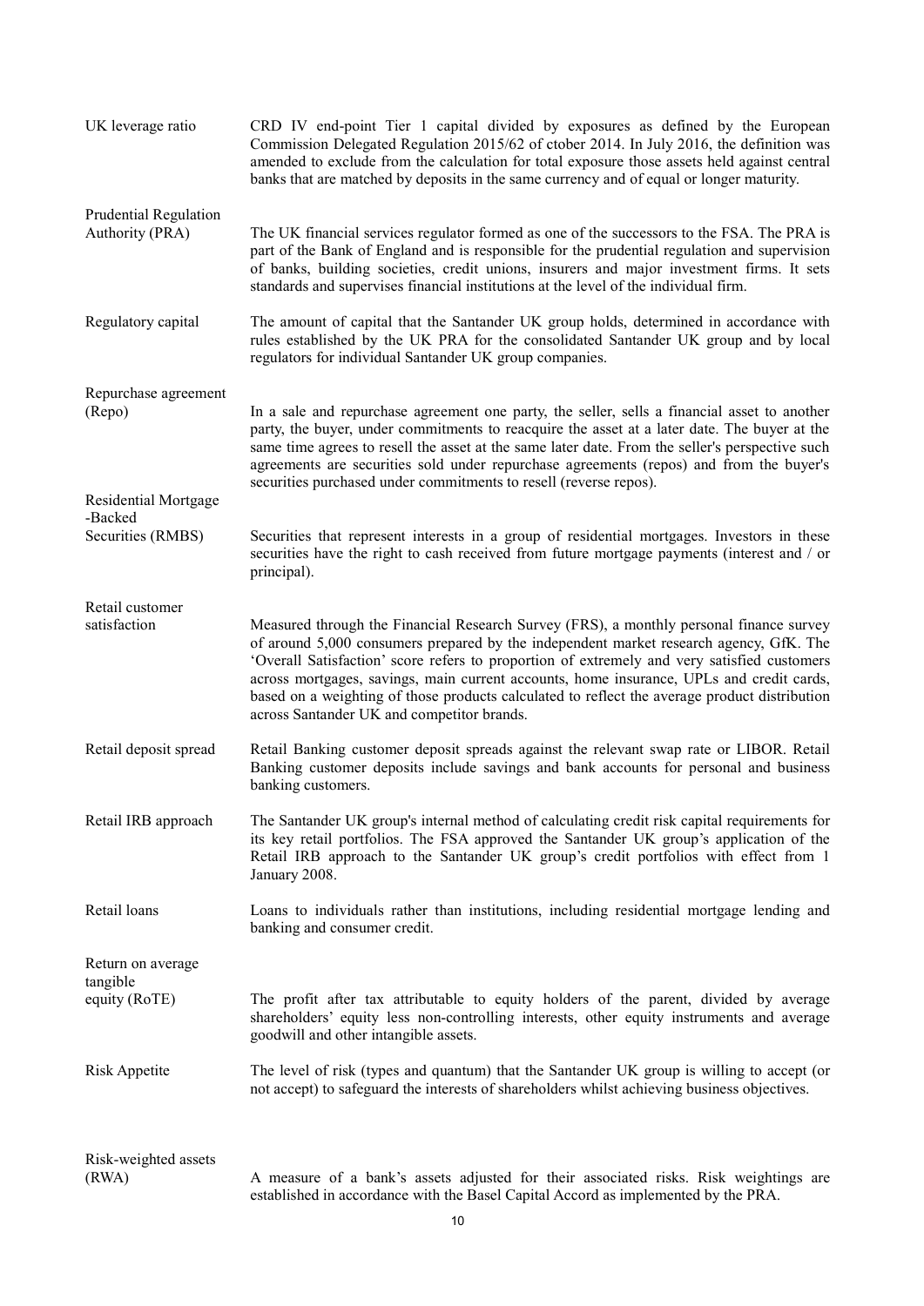| | |
|---|---|
| UK leverage ratio | CRD IV end-point Tier 1 capital divided by exposures as defined by the European Commission Delegated Regulation 2015/62 of ctober 2014. In July 2016, the definition was amended to exclude from the calculation for total exposure those assets held against central banks that are matched by deposits in the same currency and of equal or longer maturity. |
| Prudential Regulation Authority (PRA) | The UK financial services regulator formed as one of the successors to the FSA. The PRA is part of the Bank of England and is responsible for the prudential regulation and supervision of banks, building societies, credit unions, insurers and major investment firms. It sets standards and supervises financial institutions at the level of the individual firm. |
| Regulatory capital | The amount of capital that the Santander UK group holds, determined in accordance with rules established by the UK PRA for the consolidated Santander UK group and by local regulators for individual Santander UK group companies. |
| Repurchase agreement (Repo) | In a sale and repurchase agreement one party, the seller, sells a financial asset to another party, the buyer, under commitments to reacquire the asset at a later date. The buyer at the same time agrees to resell the asset at the same later date. From the seller's perspective such agreements are securities sold under repurchase agreements (repos) and from the buyer's securities purchased under commitments to resell (reverse repos). |
| Residential Mortgage -Backed Securities (RMBS) | Securities that represent interests in a group of residential mortgages. Investors in these securities have the right to cash received from future mortgage payments (interest and / or principal). |
| Retail customer satisfaction | Measured through the Financial Research Survey (FRS), a monthly personal finance survey of around 5,000 consumers prepared by the independent market research agency, GfK. The 'Overall Satisfaction' score refers to proportion of extremely and very satisfied customers across mortgages, savings, main current accounts, home insurance, UPLs and credit cards, based on a weighting of those products calculated to reflect the average product distribution across Santander UK and competitor brands. |
| Retail deposit spread | Retail Banking customer deposit spreads against the relevant swap rate or LIBOR. Retail Banking customer deposits include savings and bank accounts for personal and business banking customers. |
| Retail IRB approach | The Santander UK group's internal method of calculating credit risk capital requirements for its key retail portfolios. The FSA approved the Santander UK group's application of the Retail IRB approach to the Santander UK group's credit portfolios with effect from 1 January 2008. |
| Retail loans | Loans to individuals rather than institutions, including residential mortgage lending and banking and consumer credit. |
| Return on average tangible equity (RoTE) | The profit after tax attributable to equity holders of the parent, divided by average shareholders' equity less non-controlling interests, other equity instruments and average goodwill and other intangible assets. |
| Risk Appetite | The level of risk (types and quantum) that the Santander UK group is willing to accept (or not accept) to safeguard the interests of shareholders whilst achieving business objectives. |
| Risk-weighted assets (RWA) | A measure of a bank's assets adjusted for their associated risks. Risk weightings are established in accordance with the Basel Capital Accord as implemented by the PRA. |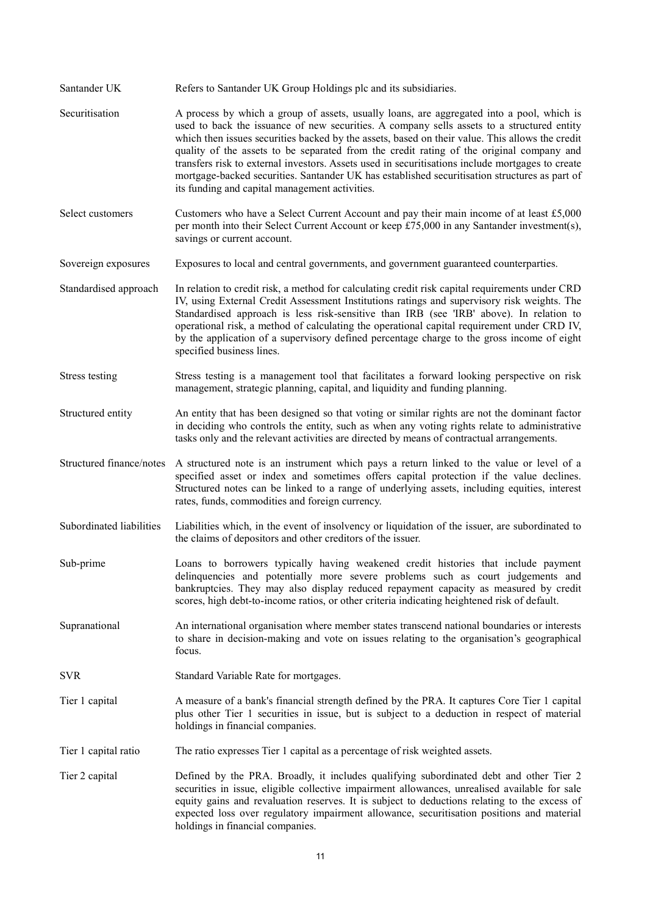| | |
|---|---|
| Santander UK | Refers to Santander UK Group Holdings plc and its subsidiaries. |
| Securitisation | A process by which a group of assets, usually loans, are aggregated into a pool, which is used to back the issuance of new securities. A company sells assets to a structured entity which then issues securities backed by the assets, based on their value. This allows the credit quality of the assets to be separated from the credit rating of the original company and transfers risk to external investors. Assets used in securitisations include mortgages to create mortgage-backed securities. Santander UK has established securitisation structures as part of its funding and capital management activities. |
| Select customers | Customers who have a Select Current Account and pay their main income of at least £5,000 per month into their Select Current Account or keep £75,000 in any Santander investment(s), savings or current account. |
| Sovereign exposures | Exposures to local and central governments, and government guaranteed counterparties. |
| Standardised approach | In relation to credit risk, a method for calculating credit risk capital requirements under CRD IV, using External Credit Assessment Institutions ratings and supervisory risk weights. The Standardised approach is less risk-sensitive than IRB (see 'IRB' above). In relation to operational risk, a method of calculating the operational capital requirement under CRD IV, by the application of a supervisory defined percentage charge to the gross income of eight specified business lines. |
| Stress testing | Stress testing is a management tool that facilitates a forward looking perspective on risk management, strategic planning, capital, and liquidity and funding planning. |
| Structured entity | An entity that has been designed so that voting or similar rights are not the dominant factor in deciding who controls the entity, such as when any voting rights relate to administrative tasks only and the relevant activities are directed by means of contractual arrangements. |
| Structured finance/notes | A structured note is an instrument which pays a return linked to the value or level of a specified asset or index and sometimes offers capital protection if the value declines. Structured notes can be linked to a range of underlying assets, including equities, interest rates, funds, commodities and foreign currency. |
| Subordinated liabilities | Liabilities which, in the event of insolvency or liquidation of the issuer, are subordinated to the claims of depositors and other creditors of the issuer. |
| Sub-prime | Loans to borrowers typically having weakened credit histories that include payment delinquencies and potentially more severe problems such as court judgements and bankruptcies. They may also display reduced repayment capacity as measured by credit scores, high debt-to-income ratios, or other criteria indicating heightened risk of default. |
| Supranational | An international organisation where member states transcend national boundaries or interests to share in decision-making and vote on issues relating to the organisation's geographical focus. |
| SVR | Standard Variable Rate for mortgages. |
| Tier 1 capital | A measure of a bank's financial strength defined by the PRA. It captures Core Tier 1 capital plus other Tier 1 securities in issue, but is subject to a deduction in respect of material holdings in financial companies. |
| Tier 1 capital ratio | The ratio expresses Tier 1 capital as a percentage of risk weighted assets. |
| Tier 2 capital | Defined by the PRA. Broadly, it includes qualifying subordinated debt and other Tier 2 securities in issue, eligible collective impairment allowances, unrealised available for sale equity gains and revaluation reserves. It is subject to deductions relating to the excess of expected loss over regulatory impairment allowance, securitisation positions and material holdings in financial companies. |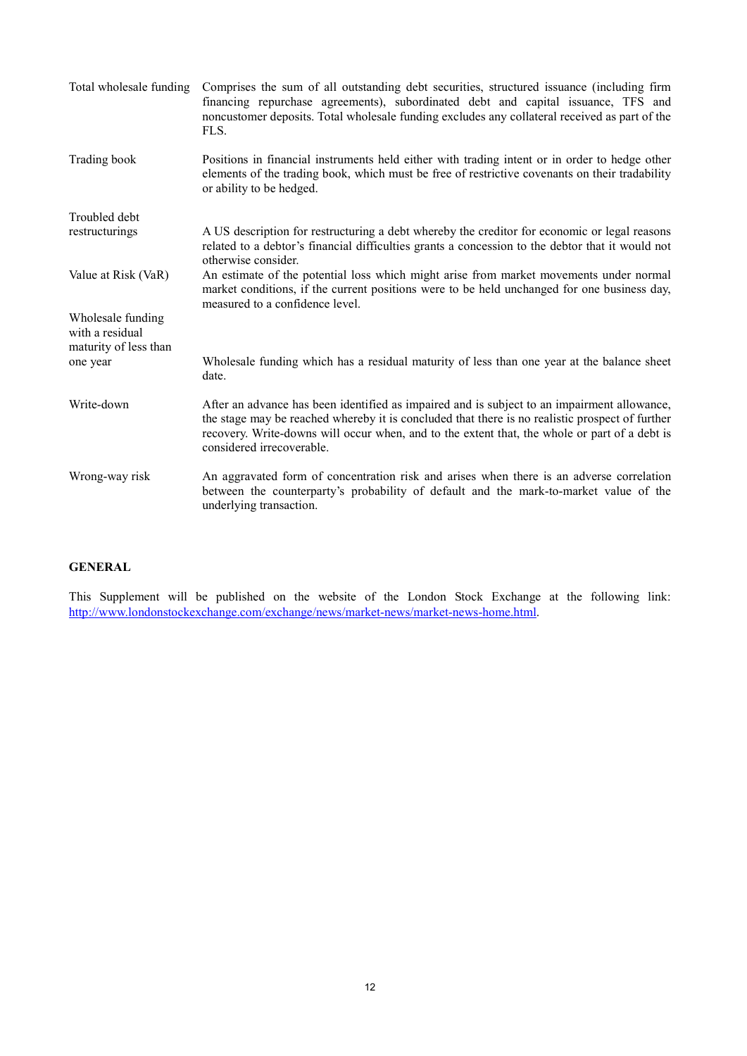| | |
|---|---|
| Total wholesale funding | Comprises the sum of all outstanding debt securities, structured issuance (including firm financing repurchase agreements), subordinated debt and capital issuance, TFS and noncustomer deposits. Total wholesale funding excludes any collateral received as part of the FLS. |
| Trading book | Positions in financial instruments held either with trading intent or in order to hedge other elements of the trading book, which must be free of restrictive covenants on their tradability or ability to be hedged. |
| Troubled debt restructurings | A US description for restructuring a debt whereby the creditor for economic or legal reasons related to a debtor's financial difficulties grants a concession to the debtor that it would not otherwise consider. |
| Value at Risk (VaR) | An estimate of the potential loss which might arise from market movements under normal market conditions, if the current positions were to be held unchanged for one business day, measured to a confidence level. |
| Wholesale funding with a residual maturity of less than one year | Wholesale funding which has a residual maturity of less than one year at the balance sheet date. |
| Write-down | After an advance has been identified as impaired and is subject to an impairment allowance, the stage may be reached whereby it is concluded that there is no realistic prospect of further recovery. Write-downs will occur when, and to the extent that, the whole or part of a debt is considered irrecoverable. |
| Wrong-way risk | An aggravated form of concentration risk and arises when there is an adverse correlation between the counterparty's probability of default and the mark-to-market value of the underlying transaction. |

## GENERAL

This Supplement will be published on the website of the London Stock Exchange at the following link: http://www.londonstockexchange.com/exchange/news/market-news/market-news-home.html.